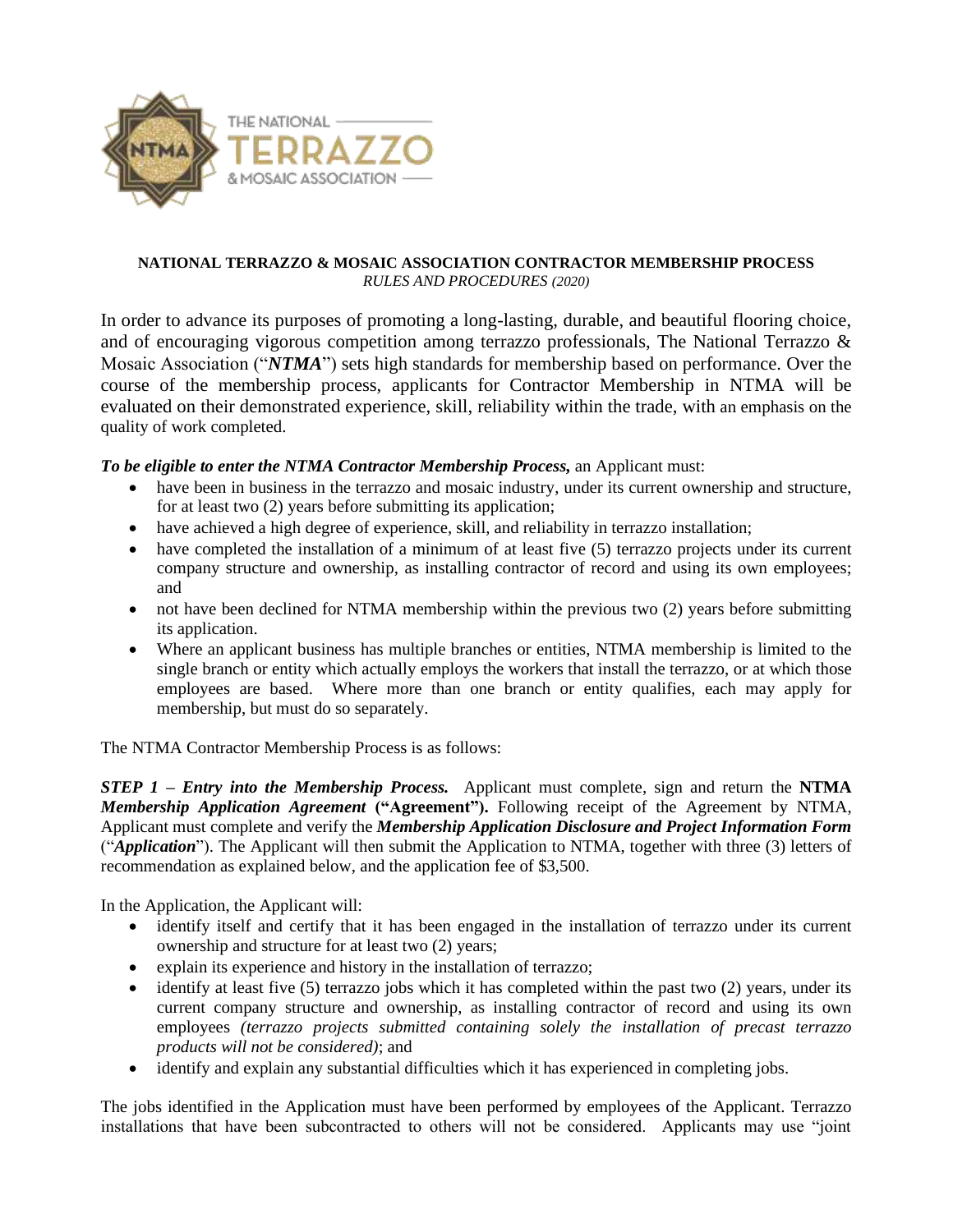THE NATIONAL TERRAZZO & MOSAIC ASSOCIATION

**NATIONAL TERRAZZO & MOSAIC ASSOCIATION CONTRACTOR MEMBERSHIP PROCESS**
*RULES AND PROCEDURES (2020)*

In order to advance its purposes of promoting a long-lasting, durable, and beautiful flooring choice, and of encouraging vigorous competition among terrazzo professionals, The National Terrazzo & Mosaic Association ("***NTMA***") sets high standards for membership based on performance. Over the course of the membership process, applicants for Contractor Membership in NTMA will be evaluated on their demonstrated experience, skill, reliability within the trade, with an emphasis on the quality of work completed.

***To be eligible to enter the NTMA Contractor Membership Process,*** an Applicant must:

- have been in business in the terrazzo and mosaic industry, under its current ownership and structure, for at least two (2) years before submitting its application;
- have achieved a high degree of experience, skill, and reliability in terrazzo installation;
- have completed the installation of a minimum of at least five (5) terrazzo projects under its current company structure and ownership, as installing contractor of record and using its own employees; and
- not have been declined for NTMA membership within the previous two (2) years before submitting its application.
- Where an applicant business has multiple branches or entities, NTMA membership is limited to the single branch or entity which actually employs the workers that install the terrazzo, or at which those employees are based. Where more than one branch or entity qualifies, each may apply for membership, but must do so separately.

The NTMA Contractor Membership Process is as follows:

***STEP 1 – Entry into the Membership Process.*** Applicant must complete, sign and return the **NTMA *Membership Application Agreement*** **("Agreement").** Following receipt of the Agreement by NTMA, Applicant must complete and verify the ***Membership Application Disclosure and Project Information Form*** ("***Application***"). The Applicant will then submit the Application to NTMA, together with three (3) letters of recommendation as explained below, and the application fee of $3,500.

In the Application, the Applicant will:

- identify itself and certify that it has been engaged in the installation of terrazzo under its current ownership and structure for at least two (2) years;
- explain its experience and history in the installation of terrazzo;
- identify at least five (5) terrazzo jobs which it has completed within the past two (2) years, under its current company structure and ownership, as installing contractor of record and using its own employees *(terrazzo projects submitted containing solely the installation of precast terrazzo products will not be considered)*; and
- identify and explain any substantial difficulties which it has experienced in completing jobs.

The jobs identified in the Application must have been performed by employees of the Applicant. Terrazzo installations that have been subcontracted to others will not be considered. Applicants may use "joint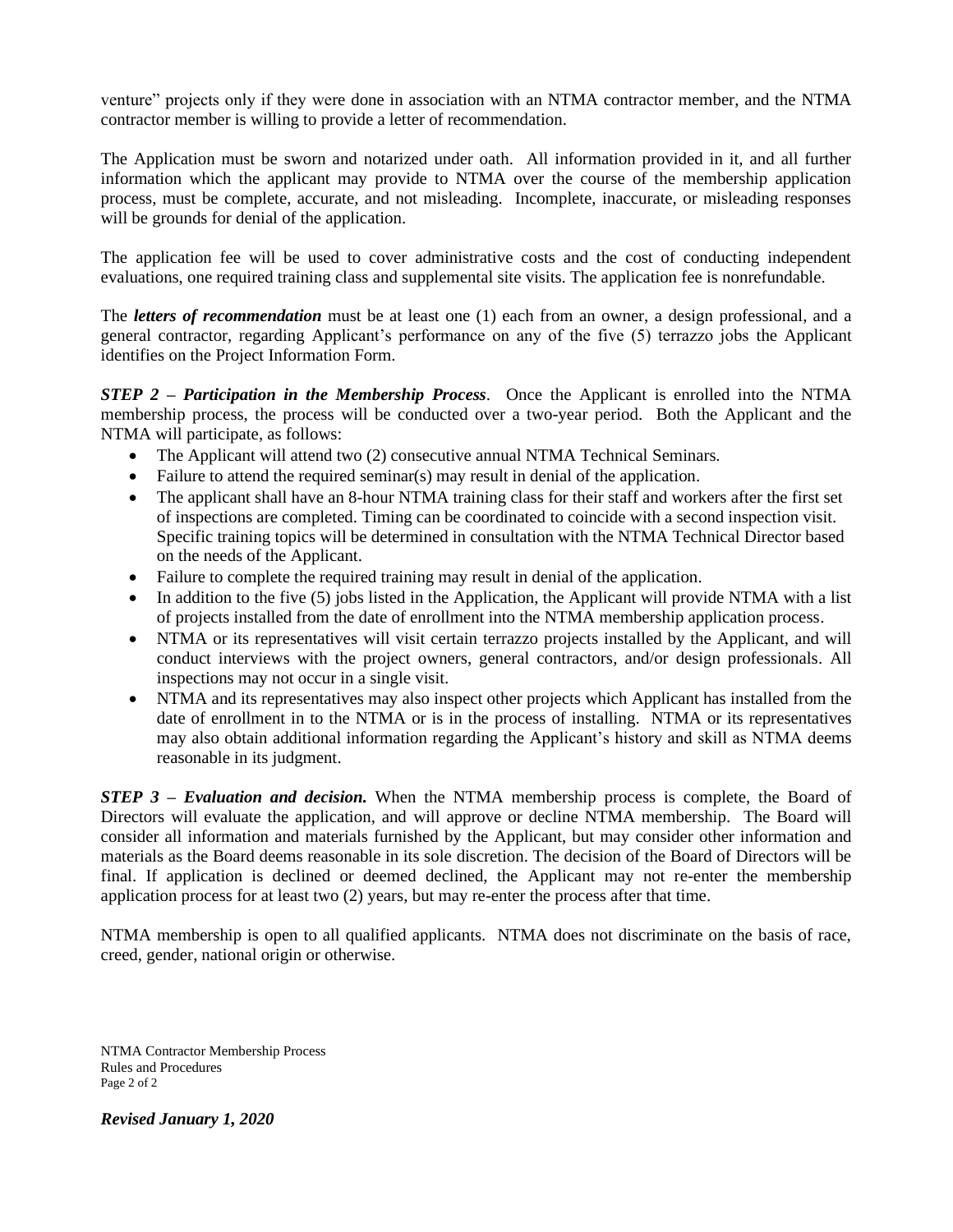venture" projects only if they were done in association with an NTMA contractor member, and the NTMA contractor member is willing to provide a letter of recommendation.

The Application must be sworn and notarized under oath. All information provided in it, and all further information which the applicant may provide to NTMA over the course of the membership application process, must be complete, accurate, and not misleading. Incomplete, inaccurate, or misleading responses will be grounds for denial of the application.

The application fee will be used to cover administrative costs and the cost of conducting independent evaluations, one required training class and supplemental site visits. The application fee is nonrefundable.

The ***letters of recommendation*** must be at least one (1) each from an owner, a design professional, and a general contractor, regarding Applicant's performance on any of the five (5) terrazzo jobs the Applicant identifies on the Project Information Form.

***STEP 2 – Participation in the Membership Process***. Once the Applicant is enrolled into the NTMA membership process, the process will be conducted over a two-year period. Both the Applicant and the NTMA will participate, as follows:

- The Applicant will attend two (2) consecutive annual NTMA Technical Seminars.
- Failure to attend the required seminar(s) may result in denial of the application.
- The applicant shall have an 8-hour NTMA training class for their staff and workers after the first set of inspections are completed. Timing can be coordinated to coincide with a second inspection visit. Specific training topics will be determined in consultation with the NTMA Technical Director based on the needs of the Applicant.
- Failure to complete the required training may result in denial of the application.
- In addition to the five (5) jobs listed in the Application, the Applicant will provide NTMA with a list of projects installed from the date of enrollment into the NTMA membership application process.
- NTMA or its representatives will visit certain terrazzo projects installed by the Applicant, and will conduct interviews with the project owners, general contractors, and/or design professionals. All inspections may not occur in a single visit.
- NTMA and its representatives may also inspect other projects which Applicant has installed from the date of enrollment in to the NTMA or is in the process of installing. NTMA or its representatives may also obtain additional information regarding the Applicant's history and skill as NTMA deems reasonable in its judgment.

***STEP 3 – Evaluation and decision.*** When the NTMA membership process is complete, the Board of Directors will evaluate the application, and will approve or decline NTMA membership. The Board will consider all information and materials furnished by the Applicant, but may consider other information and materials as the Board deems reasonable in its sole discretion. The decision of the Board of Directors will be final. If application is declined or deemed declined, the Applicant may not re-enter the membership application process for at least two (2) years, but may re-enter the process after that time.

NTMA membership is open to all qualified applicants. NTMA does not discriminate on the basis of race, creed, gender, national origin or otherwise.

NTMA Contractor Membership Process
Rules and Procedures

***Revised January 1, 2020***